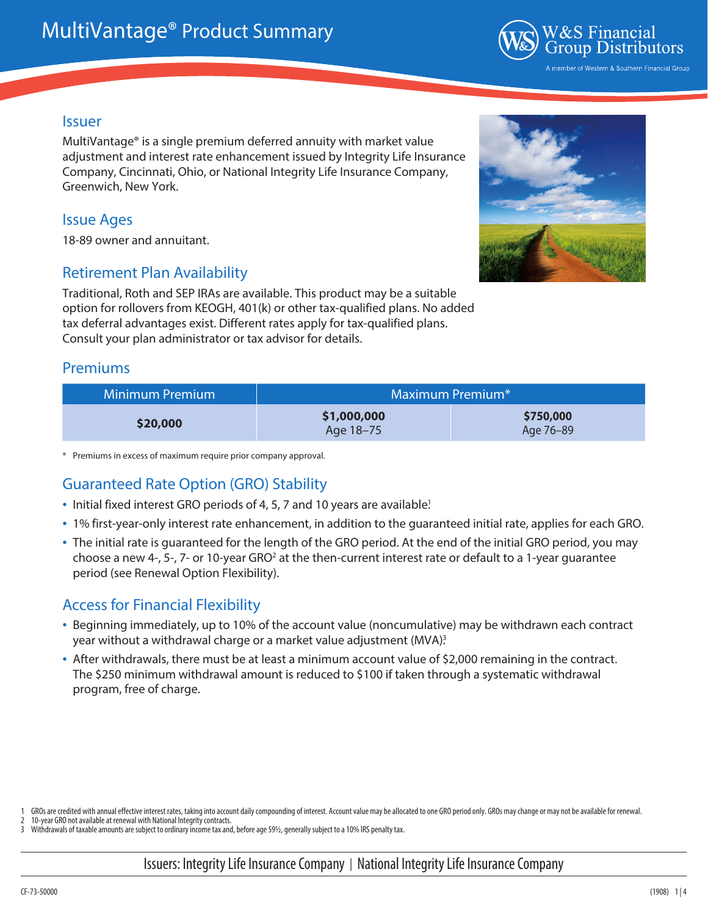# MultiVantage® Product Summary

W&S Financial Group Distributors
A member of Western & Southern Financial Group

## Issuer

MultiVantage® is a single premium deferred annuity with market value adjustment and interest rate enhancement issued by Integrity Life Insurance Company, Cincinnati, Ohio, or National Integrity Life Insurance Company, Greenwich, New York.

## Issue Ages

18-89 owner and annuitant.

## Retirement Plan Availability

Traditional, Roth and SEP IRAs are available. This product may be a suitable option for rollovers from KEOGH, 401(k) or other tax-qualified plans. No added tax deferral advantages exist. Different rates apply for tax-qualified plans. Consult your plan administrator or tax advisor for details.

## Premiums

| Minimum Premium | Maximum Premium* | |
|---|---|---|
| **$20,000** | **$1,000,000** Age 18–75 | **$750,000** Age 76–89 |

\* Premiums in excess of maximum require prior company approval.

## Guaranteed Rate Option (GRO) Stability

- Initial fixed interest GRO periods of 4, 5, 7 and 10 years are available.[1]
- 1% first-year-only interest rate enhancement, in addition to the guaranteed initial rate, applies for each GRO.
- The initial rate is guaranteed for the length of the GRO period. At the end of the initial GRO period, you may choose a new 4-, 5-, 7- or 10-year GRO[2] at the then-current interest rate or default to a 1-year guarantee period (see Renewal Option Flexibility).

## Access for Financial Flexibility

- Beginning immediately, up to 10% of the account value (noncumulative) may be withdrawn each contract year without a withdrawal charge or a market value adjustment (MVA).[3]
- After withdrawals, there must be at least a minimum account value of $2,000 remaining in the contract. The $250 minimum withdrawal amount is reduced to $100 if taken through a systematic withdrawal program, free of charge.

1 GROs are credited with annual effective interest rates, taking into account daily compounding of interest. Account value may be allocated to one GRO period only. GROs may change or may not be available for renewal.
2 10-year GRO not available at renewal with National Integrity contracts.
3 Withdrawals of taxable amounts are subject to ordinary income tax and, before age 59½, generally subject to a 10% IRS penalty tax.

Issuers: Integrity Life Insurance Company | National Integrity Life Insurance Company

CF-73-50000 (1908)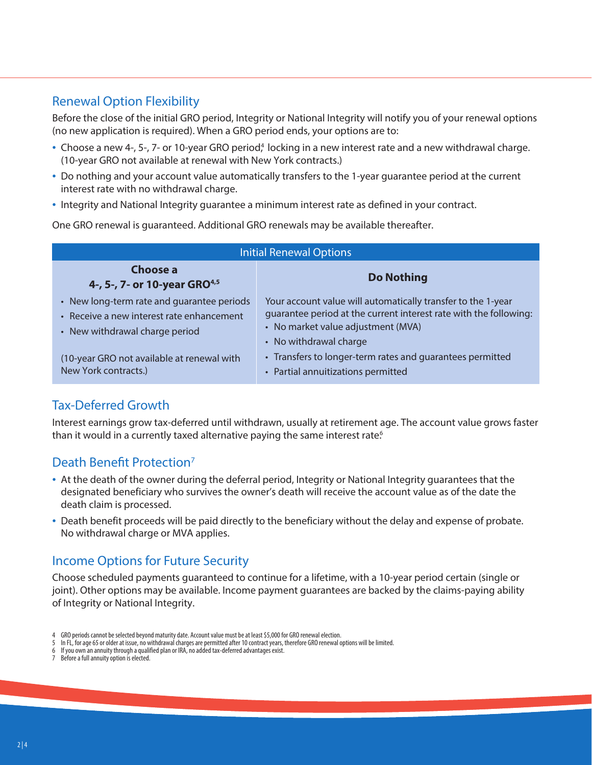## Renewal Option Flexibility

Before the close of the initial GRO period, Integrity or National Integrity will notify you of your renewal options (no new application is required). When a GRO period ends, your options are to:

- Choose a new 4-, 5-, 7- or 10-year GRO period,[4] locking in a new interest rate and a new withdrawal charge. (10-year GRO not available at renewal with New York contracts.)
- Do nothing and your account value automatically transfers to the 1-year guarantee period at the current interest rate with no withdrawal charge.
- Integrity and National Integrity guarantee a minimum interest rate as defined in your contract.

One GRO renewal is guaranteed. Additional GRO renewals may be available thereafter.

| Initial Renewal Options | |
|---|---|
| **Choose a 4-, 5-, 7- or 10-year GRO[4,5]** | **Do Nothing** |
| • New long-term rate and guarantee periods<br>• Receive a new interest rate enhancement<br>• New withdrawal charge period<br><br>(10-year GRO not available at renewal with New York contracts.) | Your account value will automatically transfer to the 1-year guarantee period at the current interest rate with the following:<br>• No market value adjustment (MVA)<br>• No withdrawal charge<br>• Transfers to longer-term rates and guarantees permitted<br>• Partial annuitizations permitted |

## Tax-Deferred Growth

Interest earnings grow tax-deferred until withdrawn, usually at retirement age. The account value grows faster than it would in a currently taxed alternative paying the same interest rate.[6]

## Death Benefit Protection[7]

- At the death of the owner during the deferral period, Integrity or National Integrity guarantees that the designated beneficiary who survives the owner's death will receive the account value as of the date the death claim is processed.
- Death benefit proceeds will be paid directly to the beneficiary without the delay and expense of probate. No withdrawal charge or MVA applies.

## Income Options for Future Security

Choose scheduled payments guaranteed to continue for a lifetime, with a 10-year period certain (single or joint). Other options may be available. Income payment guarantees are backed by the claims-paying ability of Integrity or National Integrity.

4 GRO periods cannot be selected beyond maturity date. Account value must be at least $5,000 for GRO renewal election.
5 In FL, for age 65 or older at issue, no withdrawal charges are permitted after 10 contract years, therefore GRO renewal options will be limited.
6 If you own an annuity through a qualified plan or IRA, no added tax-deferred advantages exist.
7 Before a full annuity option is elected.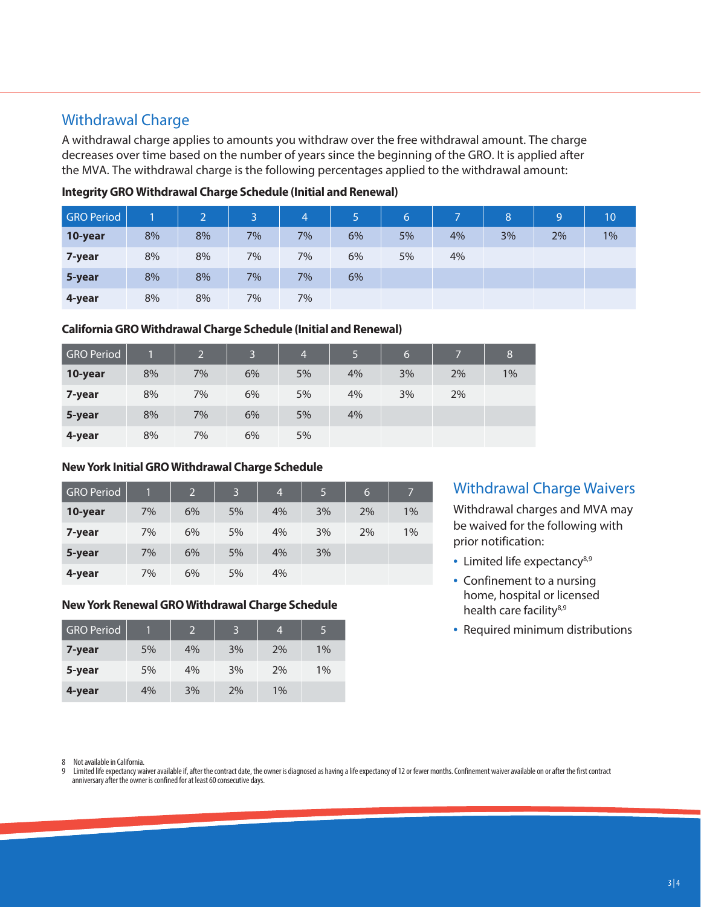## Withdrawal Charge

A withdrawal charge applies to amounts you withdraw over the free withdrawal amount. The charge decreases over time based on the number of years since the beginning of the GRO. It is applied after the MVA. The withdrawal charge is the following percentages applied to the withdrawal amount:

**Integrity GRO Withdrawal Charge Schedule (Initial and Renewal)**

| GRO Period | 1 | 2 | 3 | 4 | 5 | 6 | 7 | 8 | 9 | 10 |
|---|---|---|---|---|---|---|---|---|---|---|
| **10-year** | 8% | 8% | 7% | 7% | 6% | 5% | 4% | 3% | 2% | 1% |
| **7-year** | 8% | 8% | 7% | 7% | 6% | 5% | 4% | | | |
| **5-year** | 8% | 8% | 7% | 7% | 6% | | | | | |
| **4-year** | 8% | 8% | 7% | 7% | | | | | | |

**California GRO Withdrawal Charge Schedule (Initial and Renewal)**

| GRO Period | 1 | 2 | 3 | 4 | 5 | 6 | 7 | 8 |
|---|---|---|---|---|---|---|---|---|
| **10-year** | 8% | 7% | 6% | 5% | 4% | 3% | 2% | 1% |
| **7-year** | 8% | 7% | 6% | 5% | 4% | 3% | 2% | |
| **5-year** | 8% | 7% | 6% | 5% | 4% | | | |
| **4-year** | 8% | 7% | 6% | 5% | | | | |

**New York Initial GRO Withdrawal Charge Schedule**

| GRO Period | 1 | 2 | 3 | 4 | 5 | 6 | 7 |
|---|---|---|---|---|---|---|---|
| **10-year** | 7% | 6% | 5% | 4% | 3% | 2% | 1% |
| **7-year** | 7% | 6% | 5% | 4% | 3% | 2% | 1% |
| **5-year** | 7% | 6% | 5% | 4% | 3% | | |
| **4-year** | 7% | 6% | 5% | 4% | | | |

**New York Renewal GRO Withdrawal Charge Schedule**

| GRO Period | 1 | 2 | 3 | 4 | 5 |
|---|---|---|---|---|---|
| **7-year** | 5% | 4% | 3% | 2% | 1% |
| **5-year** | 5% | 4% | 3% | 2% | 1% |
| **4-year** | 4% | 3% | 2% | 1% | |

## Withdrawal Charge Waivers

Withdrawal charges and MVA may be waived for the following with prior notification:

- Limited life expectancy[8,9]
- Confinement to a nursing home, hospital or licensed health care facility[8,9]
- Required minimum distributions

8 Not available in California.

9 Limited life expectancy waiver available if, after the contract date, the owner is diagnosed as having a life expectancy of 12 or fewer months. Confinement waiver available on or after the first contract anniversary after the owner is confined for at least 60 consecutive days.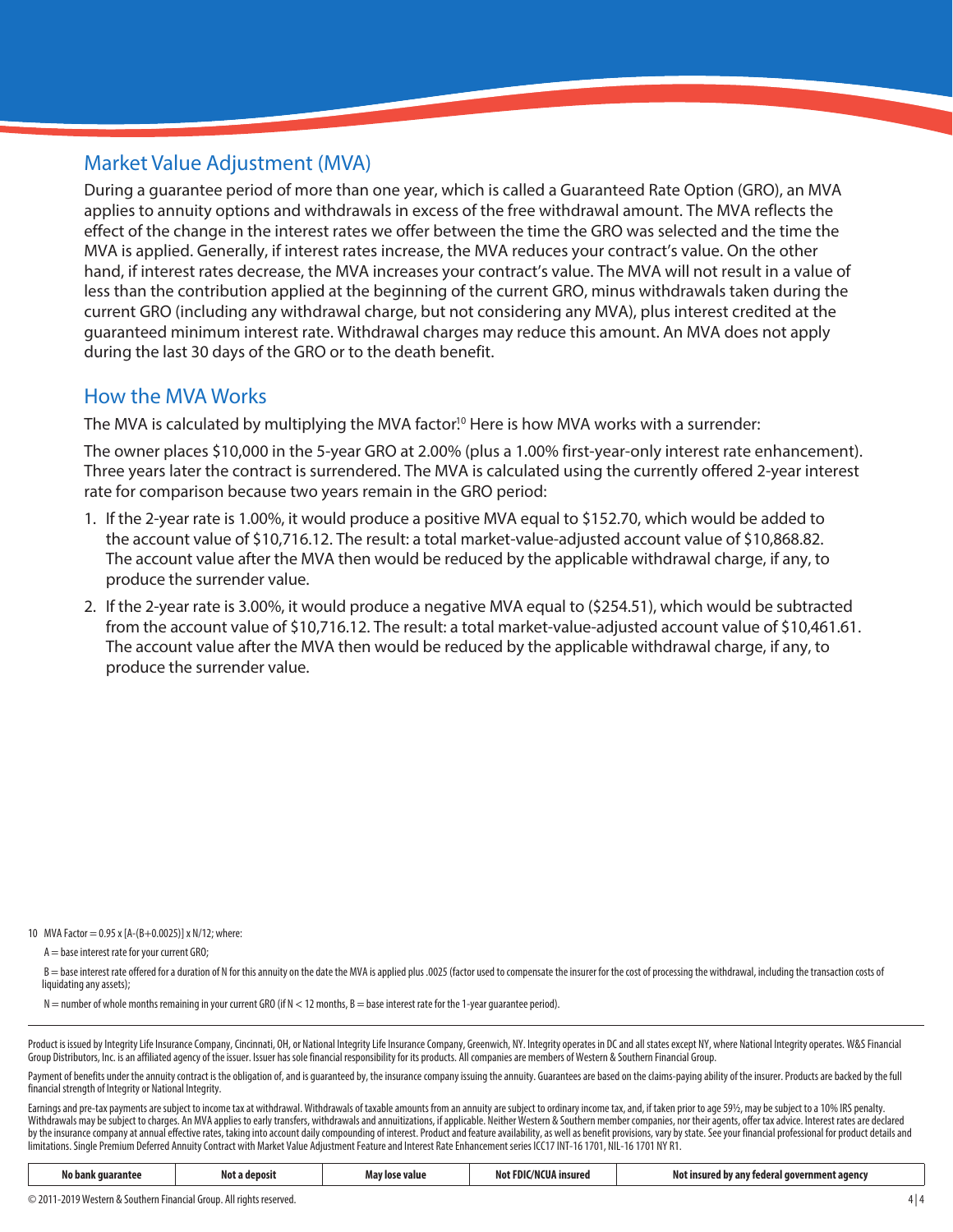## Market Value Adjustment (MVA)

During a guarantee period of more than one year, which is called a Guaranteed Rate Option (GRO), an MVA applies to annuity options and withdrawals in excess of the free withdrawal amount. The MVA reflects the effect of the change in the interest rates we offer between the time the GRO was selected and the time the MVA is applied. Generally, if interest rates increase, the MVA reduces your contract's value. On the other hand, if interest rates decrease, the MVA increases your contract's value. The MVA will not result in a value of less than the contribution applied at the beginning of the current GRO, minus withdrawals taken during the current GRO (including any withdrawal charge, but not considering any MVA), plus interest credited at the guaranteed minimum interest rate. Withdrawal charges may reduce this amount. An MVA does not apply during the last 30 days of the GRO or to the death benefit.

## How the MVA Works

The MVA is calculated by multiplying the MVA factor.[10] Here is how MVA works with a surrender:

The owner places $10,000 in the 5-year GRO at 2.00% (plus a 1.00% first-year-only interest rate enhancement). Three years later the contract is surrendered. The MVA is calculated using the currently offered 2-year interest rate for comparison because two years remain in the GRO period:

1. If the 2-year rate is 1.00%, it would produce a positive MVA equal to $152.70, which would be added to the account value of $10,716.12. The result: a total market-value-adjusted account value of $10,868.82. The account value after the MVA then would be reduced by the applicable withdrawal charge, if any, to produce the surrender value.
2. If the 2-year rate is 3.00%, it would produce a negative MVA equal to ($254.51), which would be subtracted from the account value of $10,716.12. The result: a total market-value-adjusted account value of $10,461.61. The account value after the MVA then would be reduced by the applicable withdrawal charge, if any, to produce the surrender value.

10 MVA Factor = $0.95 \times [A-(B+0.0025)] \times N/12$; where:

A = base interest rate for your current GRO;

B = base interest rate offered for a duration of N for this annuity on the date the MVA is applied plus .0025 (factor used to compensate the insurer for the cost of processing the withdrawal, including the transaction costs of liquidating any assets);

N = number of whole months remaining in your current GRO (if N < 12 months, B = base interest rate for the 1-year guarantee period).

---

Product is issued by Integrity Life Insurance Company, Cincinnati, OH, or National Integrity Life Insurance Company, Greenwich, NY. Integrity operates in DC and all states except NY, where National Integrity operates. W&S Financial Group Distributors, Inc. is an affiliated agency of the issuer. Issuer has sole financial responsibility for its products. All companies are members of Western & Southern Financial Group.

Payment of benefits under the annuity contract is the obligation of, and is guaranteed by, the insurance company issuing the annuity. Guarantees are based on the claims-paying ability of the insurer. Products are backed by the full financial strength of Integrity or National Integrity.

Earnings and pre-tax payments are subject to income tax at withdrawal. Withdrawals of taxable amounts from an annuity are subject to ordinary income tax, and, if taken prior to age 59½, may be subject to a 10% IRS penalty. Withdrawals may be subject to charges. An MVA applies to early transfers, withdrawals and annuitizations, if applicable. Neither Western & Southern member companies, nor their agents, offer tax advice. Interest rates are declared by the insurance company at annual effective rates, taking into account daily compounding of interest. Product and feature availability, as well as benefit provisions, vary by state. See your financial professional for product details and limitations. Single Premium Deferred Annuity Contract with Market Value Adjustment Feature and Interest Rate Enhancement series ICC17 INT-16 1701, NIL-16 1701 NY R1.

| No bank guarantee | Not a deposit | May lose value | Not FDIC/NCUA insured | Not insured by any federal government agency |
| --- | --- | --- | --- | --- |

© 2011-2019 Western & Southern Financial Group. All rights reserved.